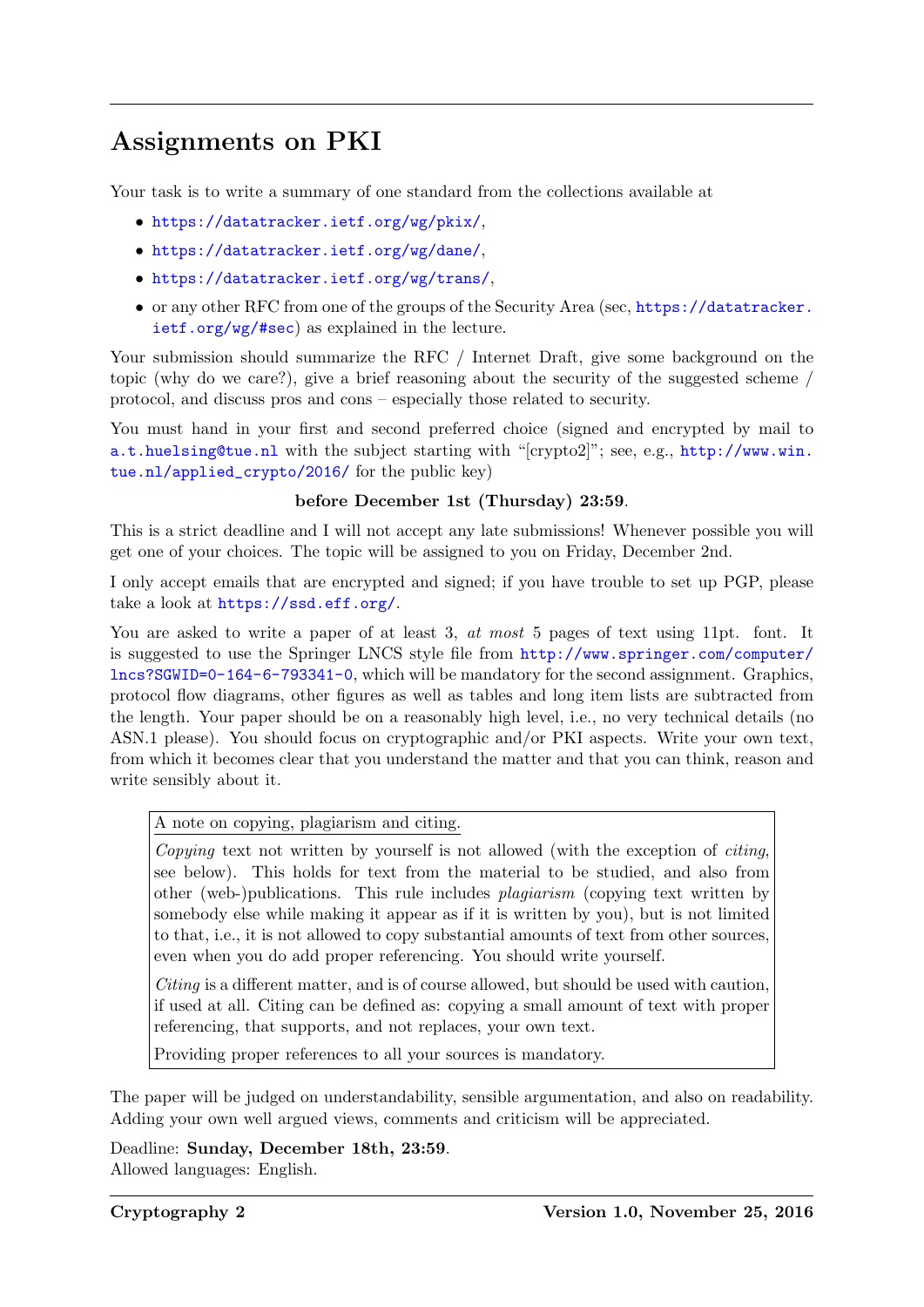# Assignments on PKI

Your task is to write a summary of one standard from the collections available at

- https://datatracker.ietf.org/wg/pkix/,
- https://datatracker.ietf.org/wg/dane/,
- https://datatracker.ietf.org/wg/trans/,
- or any other RFC from one of the groups of the Security Area (sec, https://datatracker.ietf.org/wg/#sec) as explained in the lecture.

Your submission should summarize the RFC / Internet Draft, give some background on the topic (why do we care?), give a brief reasoning about the security of the suggested scheme / protocol, and discuss pros and cons – especially those related to security.

You must hand in your first and second preferred choice (signed and encrypted by mail to a.t.huelsing@tue.nl with the subject starting with "[crypto2]"; see, e.g., http://www.win.tue.nl/applied_crypto/2016/ for the public key)

**before December 1st (Thursday) 23:59**.

This is a strict deadline and I will not accept any late submissions! Whenever possible you will get one of your choices. The topic will be assigned to you on Friday, December 2nd.

I only accept emails that are encrypted and signed; if you have trouble to set up PGP, please take a look at https://ssd.eff.org/.

You are asked to write a paper of at least 3, *at most* 5 pages of text using 11pt. font. It is suggested to use the Springer LNCS style file from http://www.springer.com/computer/lncs?SGWID=0-164-6-793341-0, which will be mandatory for the second assignment. Graphics, protocol flow diagrams, other figures as well as tables and long item lists are subtracted from the length. Your paper should be on a reasonably high level, i.e., no very technical details (no ASN.1 please). You should focus on cryptographic and/or PKI aspects. Write your own text, from which it becomes clear that you understand the matter and that you can think, reason and write sensibly about it.

> A note on copying, plagiarism and citing.
>
> *Copying* text not written by yourself is not allowed (with the exception of *citing*, see below). This holds for text from the material to be studied, and also from other (web-)publications. This rule includes *plagiarism* (copying text written by somebody else while making it appear as if it is written by you), but is not limited to that, i.e., it is not allowed to copy substantial amounts of text from other sources, even when you do add proper referencing. You should write yourself.
>
> *Citing* is a different matter, and is of course allowed, but should be used with caution, if used at all. Citing can be defined as: copying a small amount of text with proper referencing, that supports, and not replaces, your own text.
>
> Providing proper references to all your sources is mandatory.

The paper will be judged on understandability, sensible argumentation, and also on readability. Adding your own well argued views, comments and criticism will be appreciated.

Deadline: **Sunday, December 18th, 23:59**.
Allowed languages: English.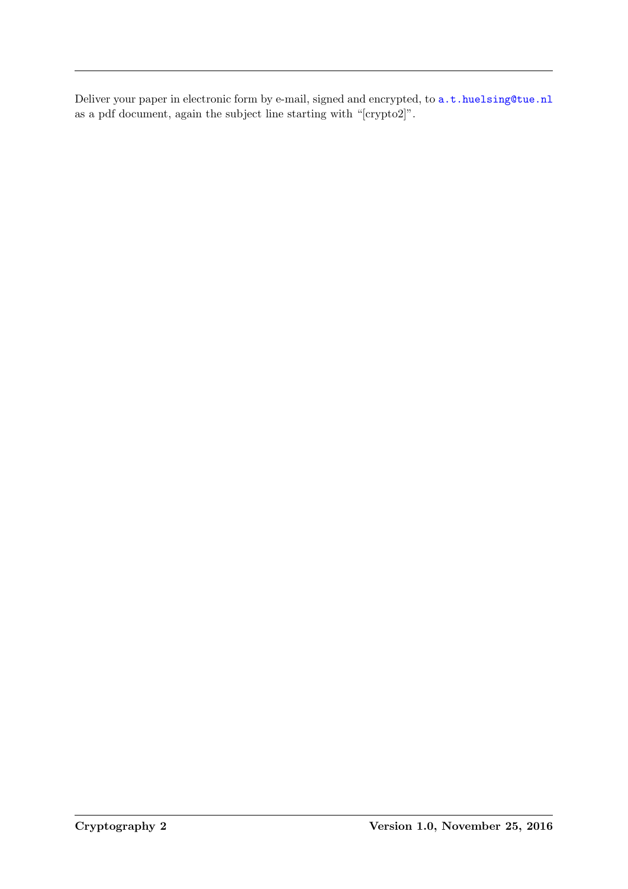Deliver your paper in electronic form by e-mail, signed and encrypted, to a.t.huelsing@tue.nl as a pdf document, again the subject line starting with "[crypto2]".